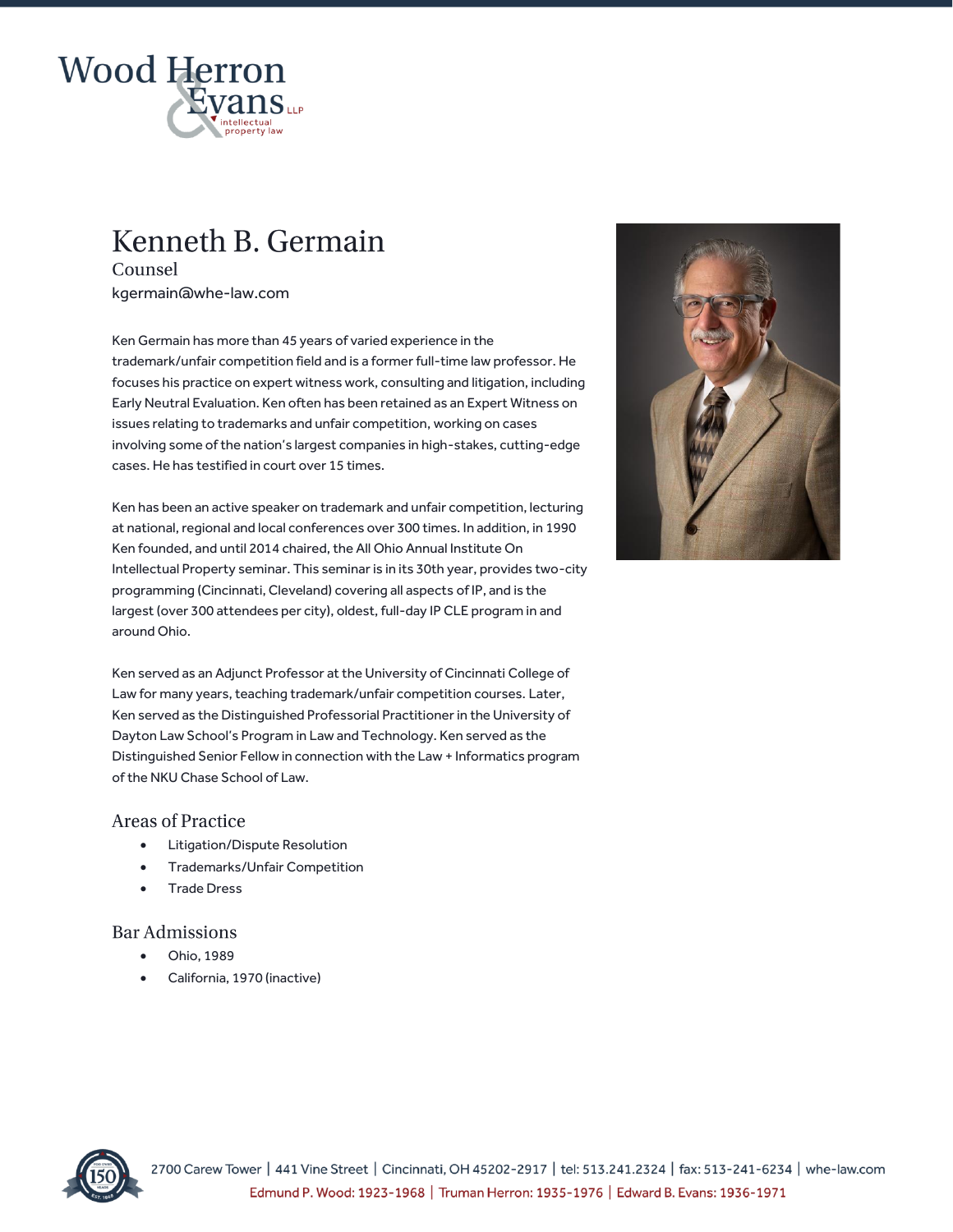# Kenneth B. Germain

Counsel

kgermain@whe-law.com

Ken Germain has more than 45 years of varied experience in the trademark/unfair competition field and is a former full-time law professor. He focuses his practice on expert witness work, consulting and litigation, including Early Neutral Evaluation. Ken often has been retained as an Expert Witness on issues relating to trademarks and unfair competition, working on cases involving some of the nation's largest companies in high-stakes, cutting-edge cases. He has testified in court over 15 times.

Ken has been an active speaker on trademark and unfair competition, lecturing at national, regional and local conferences over 300 times. In addition, in 1990 Ken founded, and until 2014 chaired, the All Ohio Annual Institute On Intellectual Property seminar. This seminar is in its 30th year, provides two-city programming (Cincinnati, Cleveland) covering all aspects of IP, and is the largest (over 300 attendees per city), oldest, full-day IP CLE program in and around Ohio.

Ken served as an Adjunct Professor at the University of Cincinnati College of Law for many years, teaching trademark/unfair competition courses. Later, Ken served as the Distinguished Professorial Practitioner in the University of Dayton Law School's Program in Law and Technology. Ken served as the Distinguished Senior Fellow in connection with the Law + Informatics program of the NKU Chase School of Law.

## Areas of Practice

- Litigation/Dispute Resolution
- Trademarks/Unfair Competition
- Trade Dress

## Bar Admissions

- Ohio, 1989
- California, 1970 (inactive)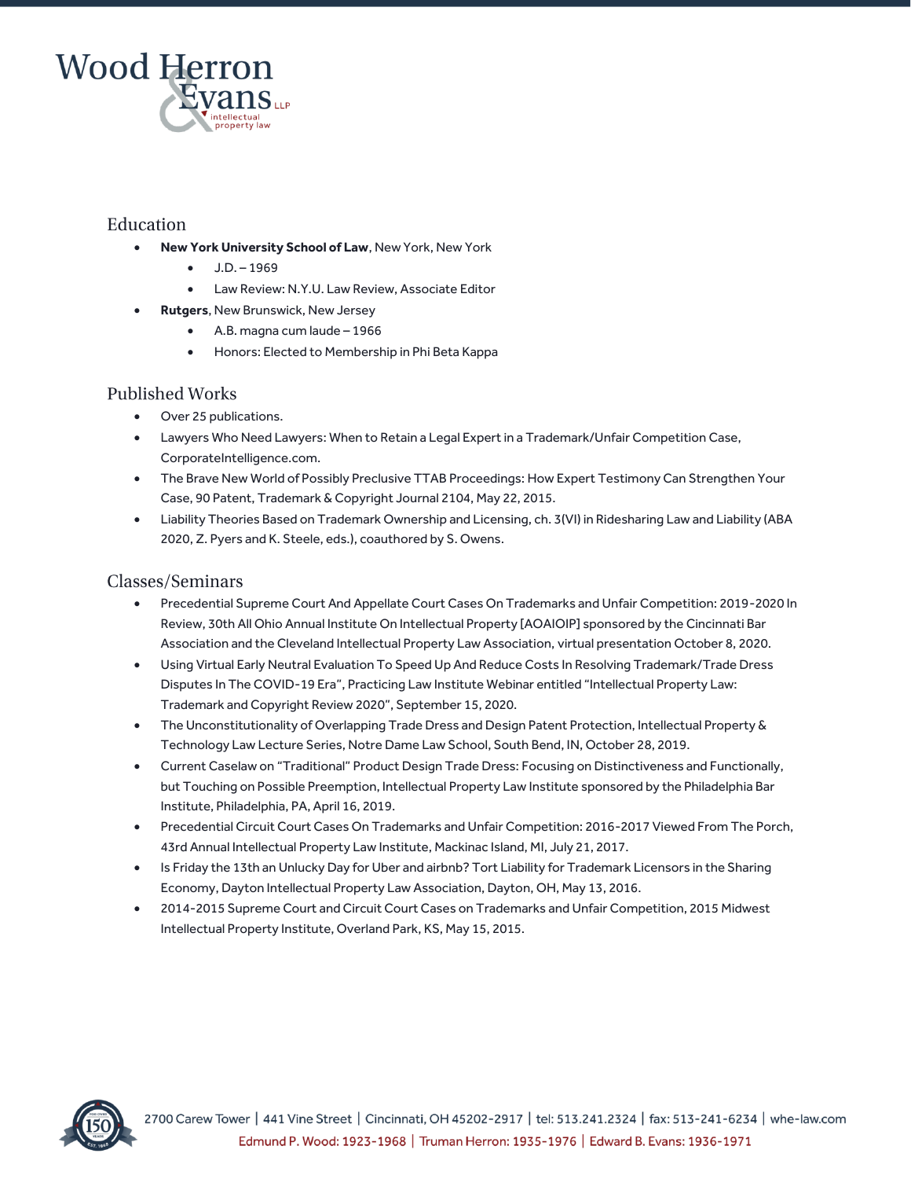## Education

- **New York University School of Law**, New York, New York
  - J.D. – 1969
  - Law Review: N.Y.U. Law Review, Associate Editor
- **Rutgers**, New Brunswick, New Jersey
  - A.B. magna cum laude – 1966
  - Honors: Elected to Membership in Phi Beta Kappa

## Published Works

- Over 25 publications.
- Lawyers Who Need Lawyers: When to Retain a Legal Expert in a Trademark/Unfair Competition Case, CorporateIntelligence.com.
- The Brave New World of Possibly Preclusive TTAB Proceedings: How Expert Testimony Can Strengthen Your Case, 90 Patent, Trademark & Copyright Journal 2104, May 22, 2015.
- Liability Theories Based on Trademark Ownership and Licensing, ch. 3(VI) in Ridesharing Law and Liability (ABA 2020, Z. Pyers and K. Steele, eds.), coauthored by S. Owens.

## Classes/Seminars

- Precedential Supreme Court And Appellate Court Cases On Trademarks and Unfair Competition: 2019-2020 In Review, 30th All Ohio Annual Institute On Intellectual Property [AOAIOIP] sponsored by the Cincinnati Bar Association and the Cleveland Intellectual Property Law Association, virtual presentation October 8, 2020.
- Using Virtual Early Neutral Evaluation To Speed Up And Reduce Costs In Resolving Trademark/Trade Dress Disputes In The COVID-19 Era", Practicing Law Institute Webinar entitled "Intellectual Property Law: Trademark and Copyright Review 2020", September 15, 2020.
- The Unconstitutionality of Overlapping Trade Dress and Design Patent Protection, Intellectual Property & Technology Law Lecture Series, Notre Dame Law School, South Bend, IN, October 28, 2019.
- Current Caselaw on "Traditional" Product Design Trade Dress: Focusing on Distinctiveness and Functionally, but Touching on Possible Preemption, Intellectual Property Law Institute sponsored by the Philadelphia Bar Institute, Philadelphia, PA, April 16, 2019.
- Precedential Circuit Court Cases On Trademarks and Unfair Competition: 2016-2017 Viewed From The Porch, 43rd Annual Intellectual Property Law Institute, Mackinac Island, MI, July 21, 2017.
- Is Friday the 13th an Unlucky Day for Uber and airbnb? Tort Liability for Trademark Licensors in the Sharing Economy, Dayton Intellectual Property Law Association, Dayton, OH, May 13, 2016.
- 2014-2015 Supreme Court and Circuit Court Cases on Trademarks and Unfair Competition, 2015 Midwest Intellectual Property Institute, Overland Park, KS, May 15, 2015.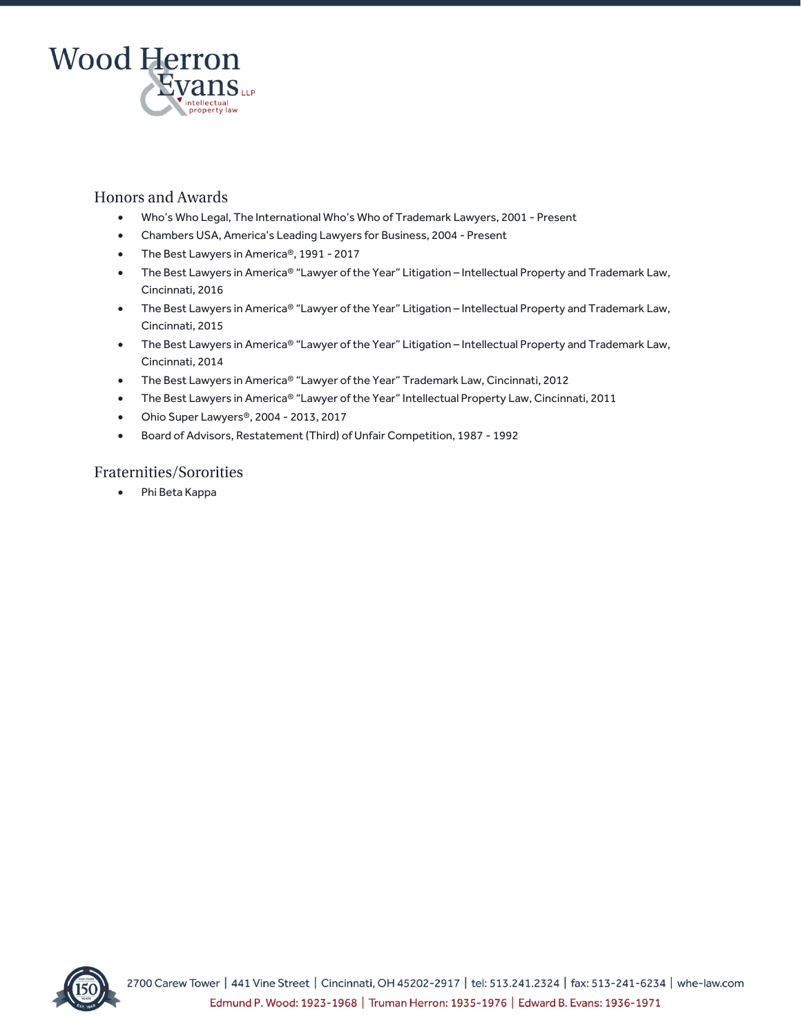## Honors and Awards

- Who's Who Legal, The International Who's Who of Trademark Lawyers, 2001 - Present
- Chambers USA, America's Leading Lawyers for Business, 2004 - Present
- The Best Lawyers in America®, 1991 - 2017
- The Best Lawyers in America® "Lawyer of the Year" Litigation – Intellectual Property and Trademark Law, Cincinnati, 2016
- The Best Lawyers in America® "Lawyer of the Year" Litigation – Intellectual Property and Trademark Law, Cincinnati, 2015
- The Best Lawyers in America® "Lawyer of the Year" Litigation – Intellectual Property and Trademark Law, Cincinnati, 2014
- The Best Lawyers in America® "Lawyer of the Year" Trademark Law, Cincinnati, 2012
- The Best Lawyers in America® "Lawyer of the Year" Intellectual Property Law, Cincinnati, 2011
- Ohio Super Lawyers®, 2004 - 2013, 2017
- Board of Advisors, Restatement (Third) of Unfair Competition, 1987 - 1992

## Fraternities/Sororities

- Phi Beta Kappa